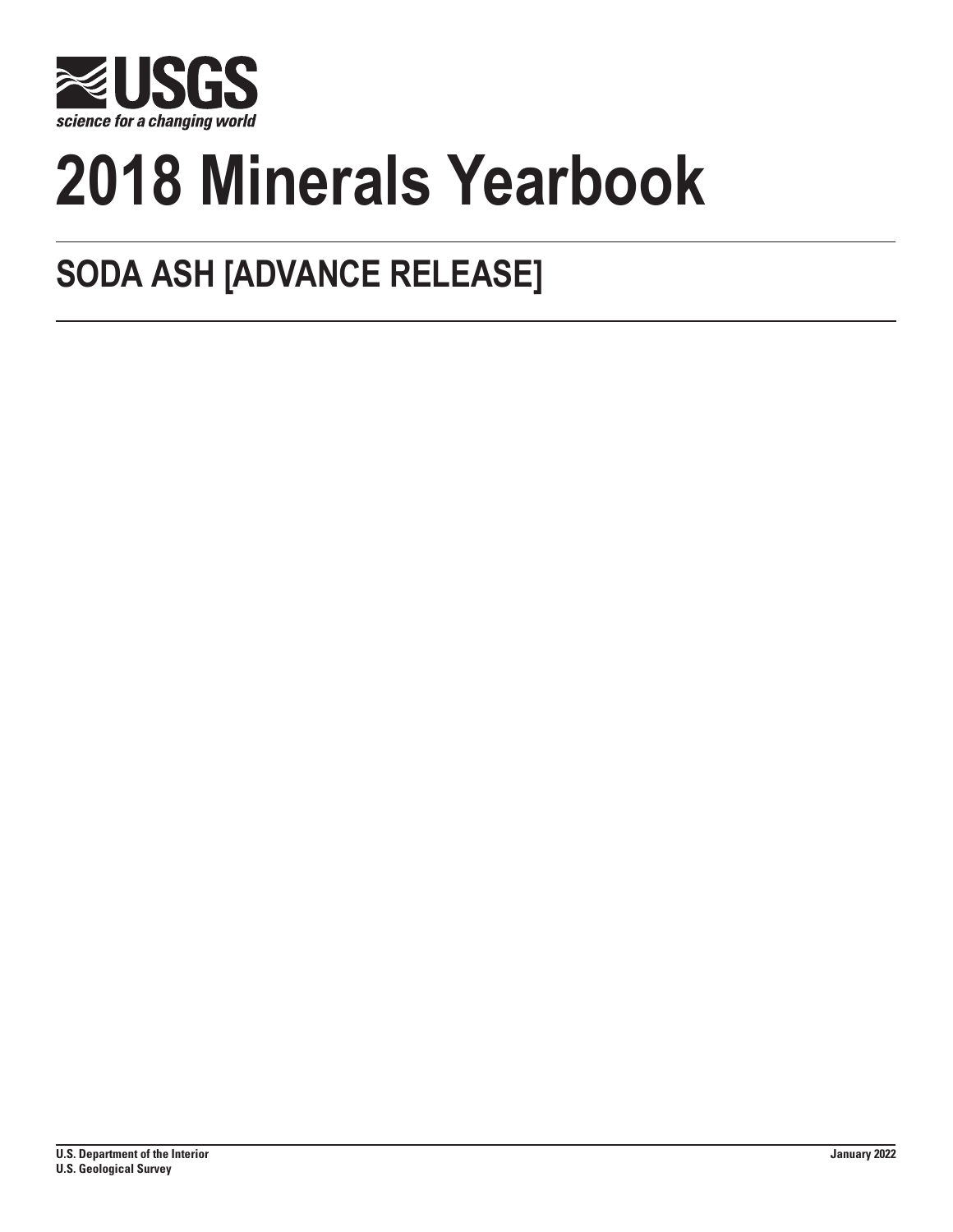**USGS**
*science for a changing world*

# 2018 Minerals Yearbook

## SODA ASH [ADVANCE RELEASE]

**U.S. Department of the Interior**
**U.S. Geological Survey**

**January 2022**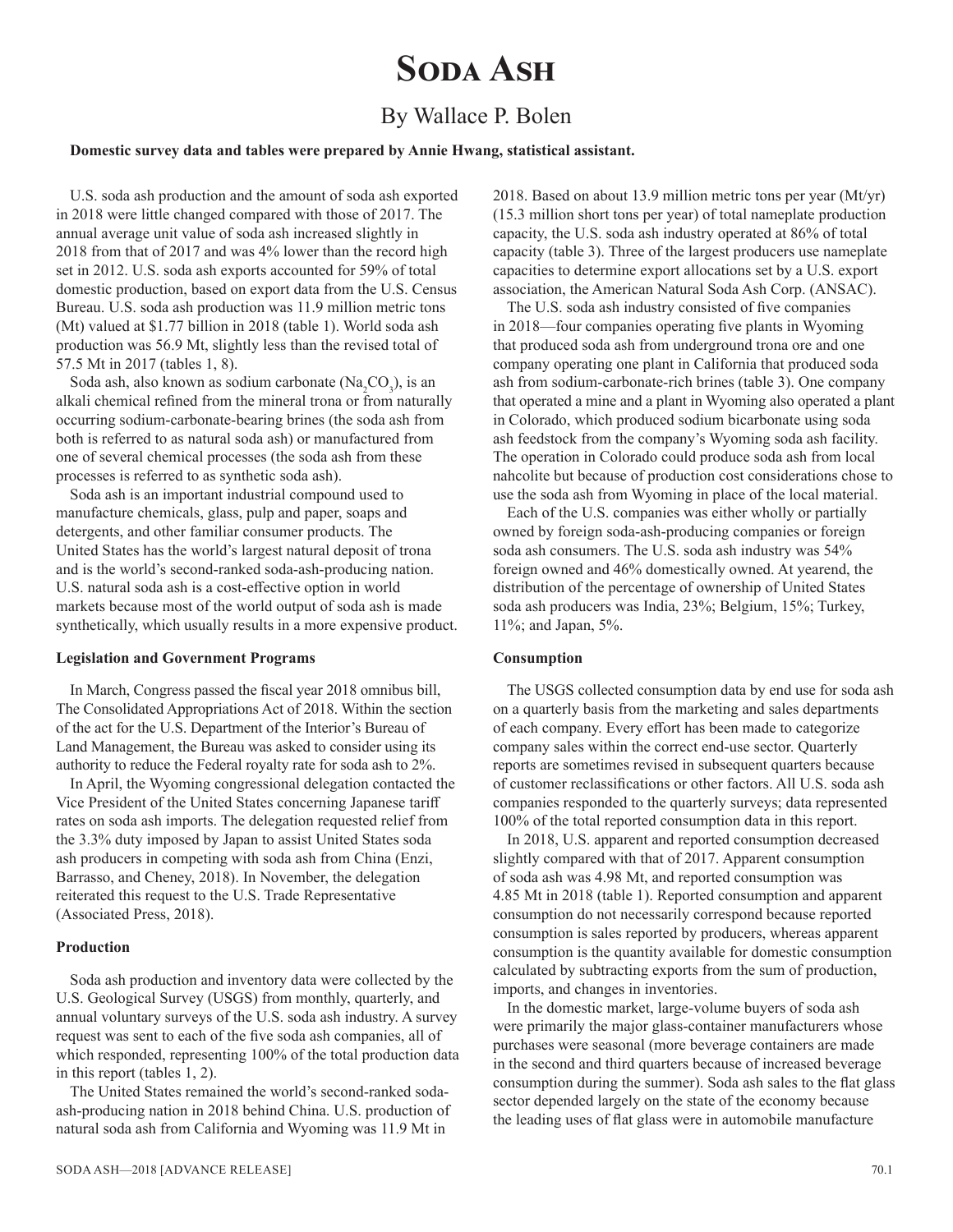# Soda Ash

By Wallace P. Bolen

**Domestic survey data and tables were prepared by Annie Hwang, statistical assistant.**

U.S. soda ash production and the amount of soda ash exported in 2018 were little changed compared with those of 2017. The annual average unit value of soda ash increased slightly in 2018 from that of 2017 and was 4% lower than the record high set in 2012. U.S. soda ash exports accounted for 59% of total domestic production, based on export data from the U.S. Census Bureau. U.S. soda ash production was 11.9 million metric tons (Mt) valued at $1.77 billion in 2018 (table 1). World soda ash production was 56.9 Mt, slightly less than the revised total of 57.5 Mt in 2017 (tables 1, 8).

Soda ash, also known as sodium carbonate ($Na_2CO_3$), is an alkali chemical refined from the mineral trona or from naturally occurring sodium-carbonate-bearing brines (the soda ash from both is referred to as natural soda ash) or manufactured from one of several chemical processes (the soda ash from these processes is referred to as synthetic soda ash).

Soda ash is an important industrial compound used to manufacture chemicals, glass, pulp and paper, soaps and detergents, and other familiar consumer products. The United States has the world's largest natural deposit of trona and is the world's second-ranked soda-ash-producing nation. U.S. natural soda ash is a cost-effective option in world markets because most of the world output of soda ash is made synthetically, which usually results in a more expensive product.

### Legislation and Government Programs

In March, Congress passed the fiscal year 2018 omnibus bill, The Consolidated Appropriations Act of 2018. Within the section of the act for the U.S. Department of the Interior's Bureau of Land Management, the Bureau was asked to consider using its authority to reduce the Federal royalty rate for soda ash to 2%.

In April, the Wyoming congressional delegation contacted the Vice President of the United States concerning Japanese tariff rates on soda ash imports. The delegation requested relief from the 3.3% duty imposed by Japan to assist United States soda ash producers in competing with soda ash from China (Enzi, Barrasso, and Cheney, 2018). In November, the delegation reiterated this request to the U.S. Trade Representative (Associated Press, 2018).

### Production

Soda ash production and inventory data were collected by the U.S. Geological Survey (USGS) from monthly, quarterly, and annual voluntary surveys of the U.S. soda ash industry. A survey request was sent to each of the five soda ash companies, all of which responded, representing 100% of the total production data in this report (tables 1, 2).

The United States remained the world's second-ranked soda-ash-producing nation in 2018 behind China. U.S. production of natural soda ash from California and Wyoming was 11.9 Mt in 2018. Based on about 13.9 million metric tons per year (Mt/yr) (15.3 million short tons per year) of total nameplate production capacity, the U.S. soda ash industry operated at 86% of total capacity (table 3). Three of the largest producers use nameplate capacities to determine export allocations set by a U.S. export association, the American Natural Soda Ash Corp. (ANSAC).

The U.S. soda ash industry consisted of five companies in 2018—four companies operating five plants in Wyoming that produced soda ash from underground trona ore and one company operating one plant in California that produced soda ash from sodium-carbonate-rich brines (table 3). One company that operated a mine and a plant in Wyoming also operated a plant in Colorado, which produced sodium bicarbonate using soda ash feedstock from the company's Wyoming soda ash facility. The operation in Colorado could produce soda ash from local nahcolite but because of production cost considerations chose to use the soda ash from Wyoming in place of the local material.

Each of the U.S. companies was either wholly or partially owned by foreign soda-ash-producing companies or foreign soda ash consumers. The U.S. soda ash industry was 54% foreign owned and 46% domestically owned. At yearend, the distribution of the percentage of ownership of United States soda ash producers was India, 23%; Belgium, 15%; Turkey, 11%; and Japan, 5%.

### Consumption

The USGS collected consumption data by end use for soda ash on a quarterly basis from the marketing and sales departments of each company. Every effort has been made to categorize company sales within the correct end-use sector. Quarterly reports are sometimes revised in subsequent quarters because of customer reclassifications or other factors. All U.S. soda ash companies responded to the quarterly surveys; data represented 100% of the total reported consumption data in this report.

In 2018, U.S. apparent and reported consumption decreased slightly compared with that of 2017. Apparent consumption of soda ash was 4.98 Mt, and reported consumption was 4.85 Mt in 2018 (table 1). Reported consumption and apparent consumption do not necessarily correspond because reported consumption is sales reported by producers, whereas apparent consumption is the quantity available for domestic consumption calculated by subtracting exports from the sum of production, imports, and changes in inventories.

In the domestic market, large-volume buyers of soda ash were primarily the major glass-container manufacturers whose purchases were seasonal (more beverage containers are made in the second and third quarters because of increased beverage consumption during the summer). Soda ash sales to the flat glass sector depended largely on the state of the economy because the leading uses of flat glass were in automobile manufacture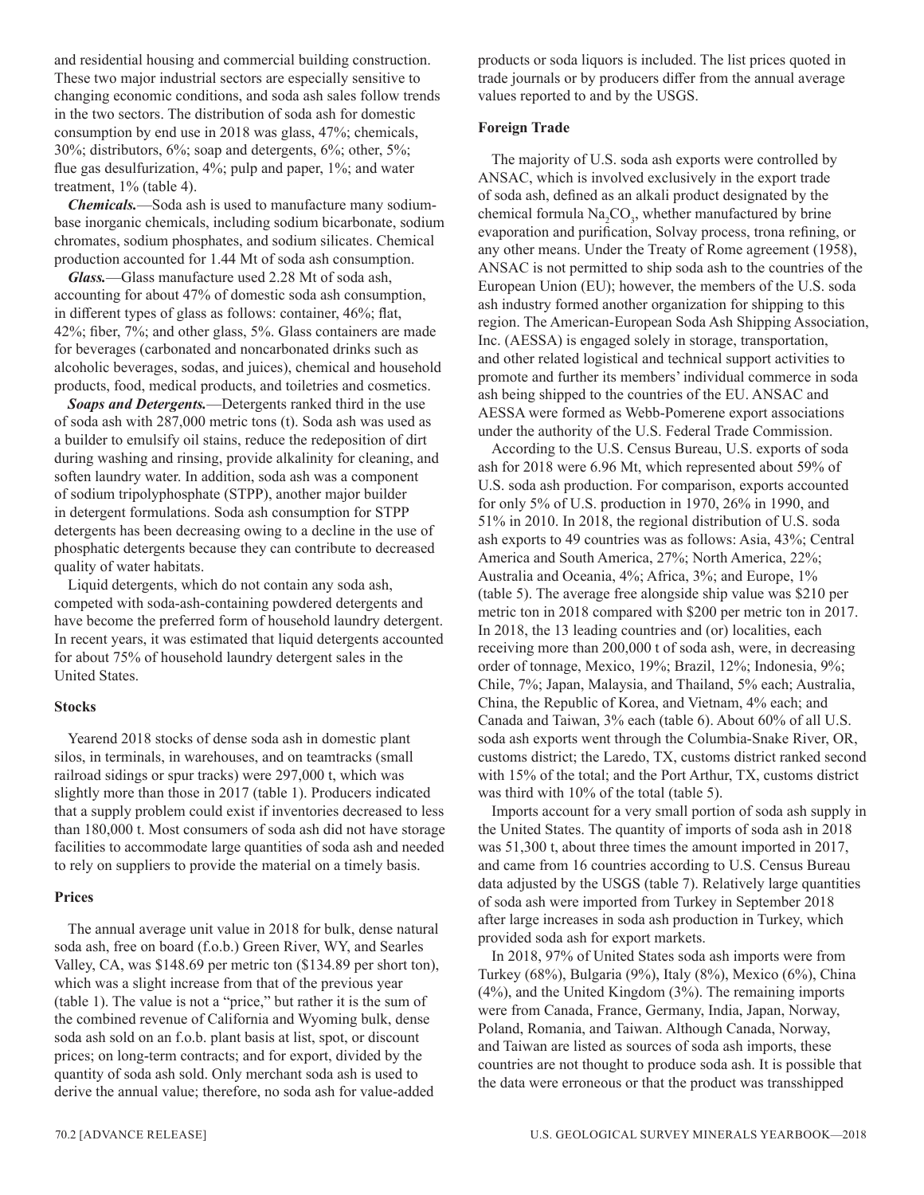and residential housing and commercial building construction. These two major industrial sectors are especially sensitive to changing economic conditions, and soda ash sales follow trends in the two sectors. The distribution of soda ash for domestic consumption by end use in 2018 was glass, 47%; chemicals, 30%; distributors, 6%; soap and detergents, 6%; other, 5%; flue gas desulfurization, 4%; pulp and paper, 1%; and water treatment, 1% (table 4).

***Chemicals.***—Soda ash is used to manufacture many sodium-base inorganic chemicals, including sodium bicarbonate, sodium chromates, sodium phosphates, and sodium silicates. Chemical production accounted for 1.44 Mt of soda ash consumption.

***Glass.***—Glass manufacture used 2.28 Mt of soda ash, accounting for about 47% of domestic soda ash consumption, in different types of glass as follows: container, 46%; flat, 42%; fiber, 7%; and other glass, 5%. Glass containers are made for beverages (carbonated and noncarbonated drinks such as alcoholic beverages, sodas, and juices), chemical and household products, food, medical products, and toiletries and cosmetics.

***Soaps and Detergents.***—Detergents ranked third in the use of soda ash with 287,000 metric tons (t). Soda ash was used as a builder to emulsify oil stains, reduce the redeposition of dirt during washing and rinsing, provide alkalinity for cleaning, and soften laundry water. In addition, soda ash was a component of sodium tripolyphosphate (STPP), another major builder in detergent formulations. Soda ash consumption for STPP detergents has been decreasing owing to a decline in the use of phosphatic detergents because they can contribute to decreased quality of water habitats.

Liquid detergents, which do not contain any soda ash, competed with soda-ash-containing powdered detergents and have become the preferred form of household laundry detergent. In recent years, it was estimated that liquid detergents accounted for about 75% of household laundry detergent sales in the United States.

### Stocks

Yearend 2018 stocks of dense soda ash in domestic plant silos, in terminals, in warehouses, and on teamtracks (small railroad sidings or spur tracks) were 297,000 t, which was slightly more than those in 2017 (table 1). Producers indicated that a supply problem could exist if inventories decreased to less than 180,000 t. Most consumers of soda ash did not have storage facilities to accommodate large quantities of soda ash and needed to rely on suppliers to provide the material on a timely basis.

### Prices

The annual average unit value in 2018 for bulk, dense natural soda ash, free on board (f.o.b.) Green River, WY, and Searles Valley, CA, was $148.69 per metric ton ($134.89 per short ton), which was a slight increase from that of the previous year (table 1). The value is not a "price," but rather it is the sum of the combined revenue of California and Wyoming bulk, dense soda ash sold on an f.o.b. plant basis at list, spot, or discount prices; on long-term contracts; and for export, divided by the quantity of soda ash sold. Only merchant soda ash is used to derive the annual value; therefore, no soda ash for value-added products or soda liquors is included. The list prices quoted in trade journals or by producers differ from the annual average values reported to and by the USGS.

### Foreign Trade

The majority of U.S. soda ash exports were controlled by ANSAC, which is involved exclusively in the export trade of soda ash, defined as an alkali product designated by the chemical formula $Na_2CO_3$, whether manufactured by brine evaporation and purification, Solvay process, trona refining, or any other means. Under the Treaty of Rome agreement (1958), ANSAC is not permitted to ship soda ash to the countries of the European Union (EU); however, the members of the U.S. soda ash industry formed another organization for shipping to this region. The American-European Soda Ash Shipping Association, Inc. (AESSA) is engaged solely in storage, transportation, and other related logistical and technical support activities to promote and further its members' individual commerce in soda ash being shipped to the countries of the EU. ANSAC and AESSA were formed as Webb-Pomerene export associations under the authority of the U.S. Federal Trade Commission.

According to the U.S. Census Bureau, U.S. exports of soda ash for 2018 were 6.96 Mt, which represented about 59% of U.S. soda ash production. For comparison, exports accounted for only 5% of U.S. production in 1970, 26% in 1990, and 51% in 2010. In 2018, the regional distribution of U.S. soda ash exports to 49 countries was as follows: Asia, 43%; Central America and South America, 27%; North America, 22%; Australia and Oceania, 4%; Africa, 3%; and Europe, 1% (table 5). The average free alongside ship value was $210 per metric ton in 2018 compared with $200 per metric ton in 2017. In 2018, the 13 leading countries and (or) localities, each receiving more than 200,000 t of soda ash, were, in decreasing order of tonnage, Mexico, 19%; Brazil, 12%; Indonesia, 9%; Chile, 7%; Japan, Malaysia, and Thailand, 5% each; Australia, China, the Republic of Korea, and Vietnam, 4% each; and Canada and Taiwan, 3% each (table 6). About 60% of all U.S. soda ash exports went through the Columbia-Snake River, OR, customs district; the Laredo, TX, customs district ranked second with 15% of the total; and the Port Arthur, TX, customs district was third with 10% of the total (table 5).

Imports account for a very small portion of soda ash supply in the United States. The quantity of imports of soda ash in 2018 was 51,300 t, about three times the amount imported in 2017, and came from 16 countries according to U.S. Census Bureau data adjusted by the USGS (table 7). Relatively large quantities of soda ash were imported from Turkey in September 2018 after large increases in soda ash production in Turkey, which provided soda ash for export markets.

In 2018, 97% of United States soda ash imports were from Turkey (68%), Bulgaria (9%), Italy (8%), Mexico (6%), China (4%), and the United Kingdom (3%). The remaining imports were from Canada, France, Germany, India, Japan, Norway, Poland, Romania, and Taiwan. Although Canada, Norway, and Taiwan are listed as sources of soda ash imports, these countries are not thought to produce soda ash. It is possible that the data were erroneous or that the product was transshipped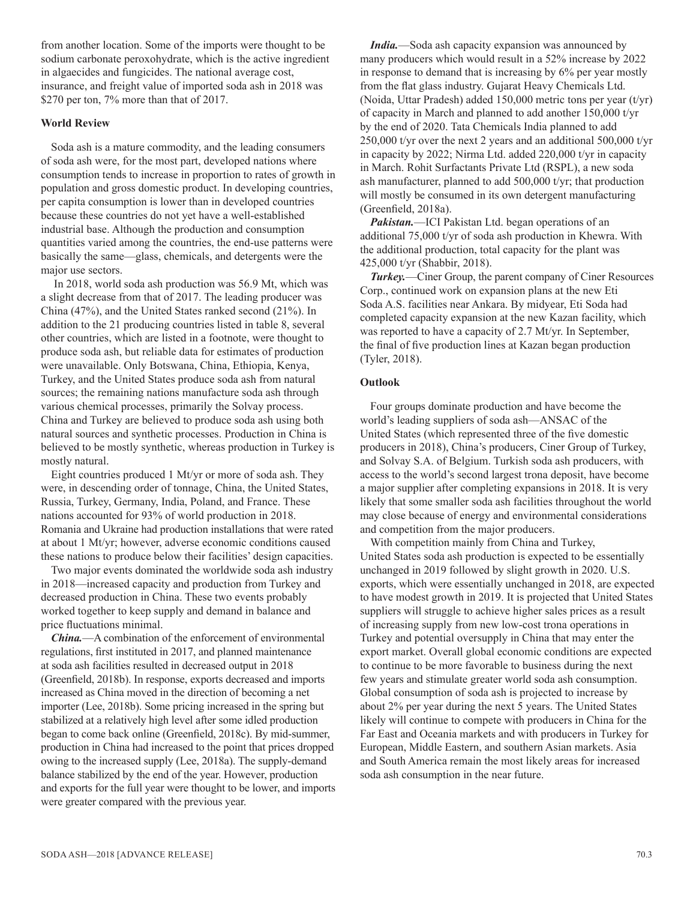from another location. Some of the imports were thought to be sodium carbonate peroxohydrate, which is the active ingredient in algaecides and fungicides. The national average cost, insurance, and freight value of imported soda ash in 2018 was $270 per ton, 7% more than that of 2017.

### World Review

Soda ash is a mature commodity, and the leading consumers of soda ash were, for the most part, developed nations where consumption tends to increase in proportion to rates of growth in population and gross domestic product. In developing countries, per capita consumption is lower than in developed countries because these countries do not yet have a well-established industrial base. Although the production and consumption quantities varied among the countries, the end-use patterns were basically the same—glass, chemicals, and detergents were the major use sectors.

In 2018, world soda ash production was 56.9 Mt, which was a slight decrease from that of 2017. The leading producer was China (47%), and the United States ranked second (21%). In addition to the 21 producing countries listed in table 8, several other countries, which are listed in a footnote, were thought to produce soda ash, but reliable data for estimates of production were unavailable. Only Botswana, China, Ethiopia, Kenya, Turkey, and the United States produce soda ash from natural sources; the remaining nations manufacture soda ash through various chemical processes, primarily the Solvay process. China and Turkey are believed to produce soda ash using both natural sources and synthetic processes. Production in China is believed to be mostly synthetic, whereas production in Turkey is mostly natural.

Eight countries produced 1 Mt/yr or more of soda ash. They were, in descending order of tonnage, China, the United States, Russia, Turkey, Germany, India, Poland, and France. These nations accounted for 93% of world production in 2018. Romania and Ukraine had production installations that were rated at about 1 Mt/yr; however, adverse economic conditions caused these nations to produce below their facilities' design capacities.

Two major events dominated the worldwide soda ash industry in 2018—increased capacity and production from Turkey and decreased production in China. These two events probably worked together to keep supply and demand in balance and price fluctuations minimal.

***China.***—A combination of the enforcement of environmental regulations, first instituted in 2017, and planned maintenance at soda ash facilities resulted in decreased output in 2018 (Greenfield, 2018b). In response, exports decreased and imports increased as China moved in the direction of becoming a net importer (Lee, 2018b). Some pricing increased in the spring but stabilized at a relatively high level after some idled production began to come back online (Greenfield, 2018c). By mid-summer, production in China had increased to the point that prices dropped owing to the increased supply (Lee, 2018a). The supply-demand balance stabilized by the end of the year. However, production and exports for the full year were thought to be lower, and imports were greater compared with the previous year.

***India.***—Soda ash capacity expansion was announced by many producers which would result in a 52% increase by 2022 in response to demand that is increasing by 6% per year mostly from the flat glass industry. Gujarat Heavy Chemicals Ltd. (Noida, Uttar Pradesh) added 150,000 metric tons per year (t/yr) of capacity in March and planned to add another 150,000 t/yr by the end of 2020. Tata Chemicals India planned to add 250,000 t/yr over the next 2 years and an additional 500,000 t/yr in capacity by 2022; Nirma Ltd. added 220,000 t/yr in capacity in March. Rohit Surfactants Private Ltd (RSPL), a new soda ash manufacturer, planned to add 500,000 t/yr; that production will mostly be consumed in its own detergent manufacturing (Greenfield, 2018a).

***Pakistan.***—ICI Pakistan Ltd. began operations of an additional 75,000 t/yr of soda ash production in Khewra. With the additional production, total capacity for the plant was 425,000 t/yr (Shabbir, 2018).

***Turkey.***—Ciner Group, the parent company of Ciner Resources Corp., continued work on expansion plans at the new Eti Soda A.S. facilities near Ankara. By midyear, Eti Soda had completed capacity expansion at the new Kazan facility, which was reported to have a capacity of 2.7 Mt/yr. In September, the final of five production lines at Kazan began production (Tyler, 2018).

### Outlook

Four groups dominate production and have become the world's leading suppliers of soda ash—ANSAC of the United States (which represented three of the five domestic producers in 2018), China's producers, Ciner Group of Turkey, and Solvay S.A. of Belgium. Turkish soda ash producers, with access to the world's second largest trona deposit, have become a major supplier after completing expansions in 2018. It is very likely that some smaller soda ash facilities throughout the world may close because of energy and environmental considerations and competition from the major producers.

With competition mainly from China and Turkey, United States soda ash production is expected to be essentially unchanged in 2019 followed by slight growth in 2020. U.S. exports, which were essentially unchanged in 2018, are expected to have modest growth in 2019. It is projected that United States suppliers will struggle to achieve higher sales prices as a result of increasing supply from new low-cost trona operations in Turkey and potential oversupply in China that may enter the export market. Overall global economic conditions are expected to continue to be more favorable to business during the next few years and stimulate greater world soda ash consumption. Global consumption of soda ash is projected to increase by about 2% per year during the next 5 years. The United States likely will continue to compete with producers in China for the Far East and Oceania markets and with producers in Turkey for European, Middle Eastern, and southern Asian markets. Asia and South America remain the most likely areas for increased soda ash consumption in the near future.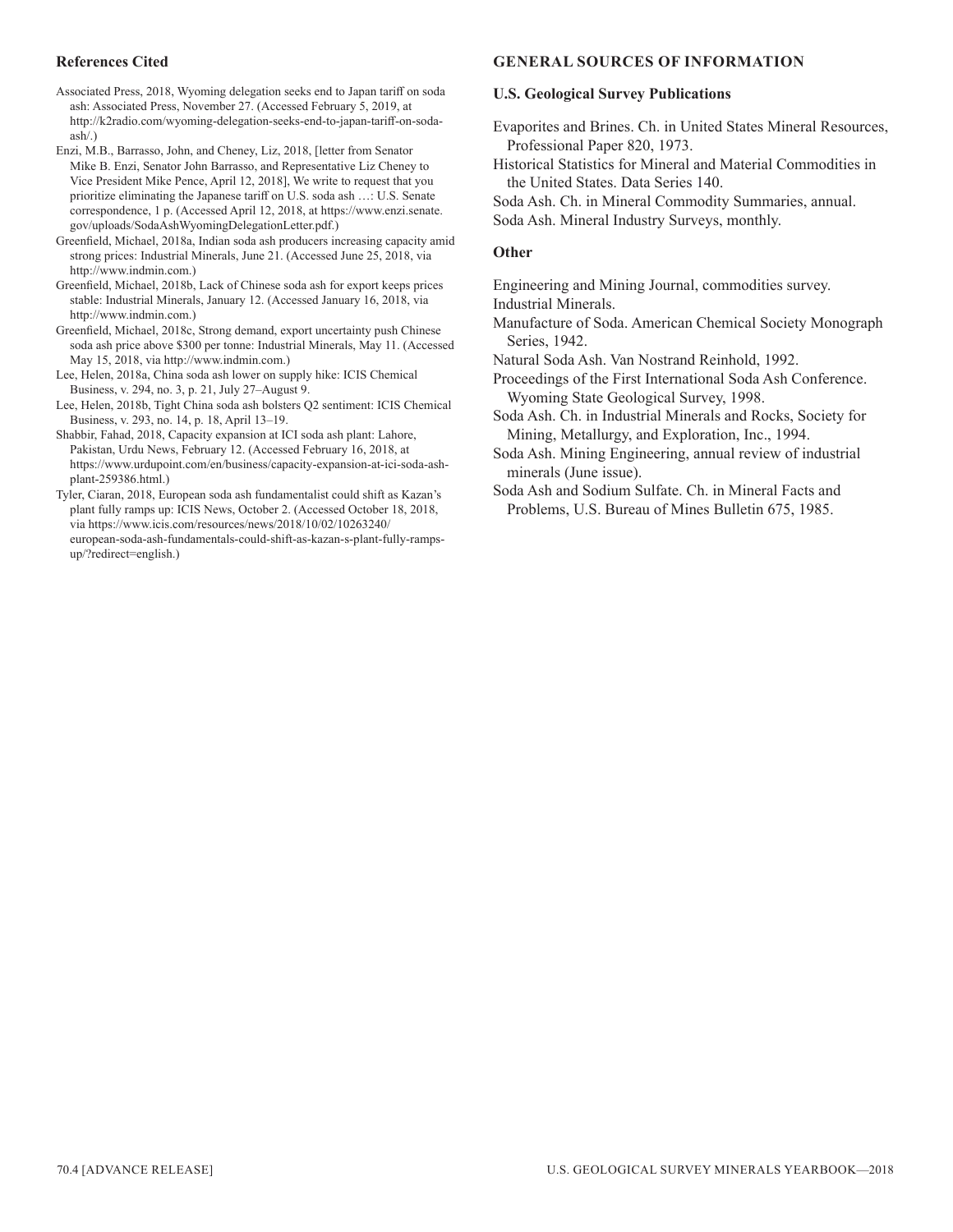## References Cited

Associated Press, 2018, Wyoming delegation seeks end to Japan tariff on soda ash: Associated Press, November 27. (Accessed February 5, 2019, at http://k2radio.com/wyoming-delegation-seeks-end-to-japan-tariff-on-soda-ash/.)

Enzi, M.B., Barrasso, John, and Cheney, Liz, 2018, [letter from Senator Mike B. Enzi, Senator John Barrasso, and Representative Liz Cheney to Vice President Mike Pence, April 12, 2018], We write to request that you prioritize eliminating the Japanese tariff on U.S. soda ash …: U.S. Senate correspondence, 1 p. (Accessed April 12, 2018, at https://www.enzi.senate.gov/uploads/SodaAshWyomingDelegationLetter.pdf.)

Greenfield, Michael, 2018a, Indian soda ash producers increasing capacity amid strong prices: Industrial Minerals, June 21. (Accessed June 25, 2018, via http://www.indmin.com.)

Greenfield, Michael, 2018b, Lack of Chinese soda ash for export keeps prices stable: Industrial Minerals, January 12. (Accessed January 16, 2018, via http://www.indmin.com.)

Greenfield, Michael, 2018c, Strong demand, export uncertainty push Chinese soda ash price above $300 per tonne: Industrial Minerals, May 11. (Accessed May 15, 2018, via http://www.indmin.com.)

Lee, Helen, 2018a, China soda ash lower on supply hike: ICIS Chemical Business, v. 294, no. 3, p. 21, July 27–August 9.

Lee, Helen, 2018b, Tight China soda ash bolsters Q2 sentiment: ICIS Chemical Business, v. 293, no. 14, p. 18, April 13–19.

Shabbir, Fahad, 2018, Capacity expansion at ICI soda ash plant: Lahore, Pakistan, Urdu News, February 12. (Accessed February 16, 2018, at https://www.urdupoint.com/en/business/capacity-expansion-at-ici-soda-ash-plant-259386.html.)

Tyler, Ciaran, 2018, European soda ash fundamentalist could shift as Kazan's plant fully ramps up: ICIS News, October 2. (Accessed October 18, 2018, via https://www.icis.com/resources/news/2018/10/02/10263240/european-soda-ash-fundamentals-could-shift-as-kazan-s-plant-fully-ramps-up/?redirect=english.)

## GENERAL SOURCES OF INFORMATION

### U.S. Geological Survey Publications

Evaporites and Brines. Ch. in United States Mineral Resources, Professional Paper 820, 1973.

Historical Statistics for Mineral and Material Commodities in the United States. Data Series 140.

Soda Ash. Ch. in Mineral Commodity Summaries, annual.

Soda Ash. Mineral Industry Surveys, monthly.

### Other

Engineering and Mining Journal, commodities survey.

Industrial Minerals.

Manufacture of Soda. American Chemical Society Monograph Series, 1942.

Natural Soda Ash. Van Nostrand Reinhold, 1992.

Proceedings of the First International Soda Ash Conference. Wyoming State Geological Survey, 1998.

Soda Ash. Ch. in Industrial Minerals and Rocks, Society for Mining, Metallurgy, and Exploration, Inc., 1994.

Soda Ash. Mining Engineering, annual review of industrial minerals (June issue).

Soda Ash and Sodium Sulfate. Ch. in Mineral Facts and Problems, U.S. Bureau of Mines Bulletin 675, 1985.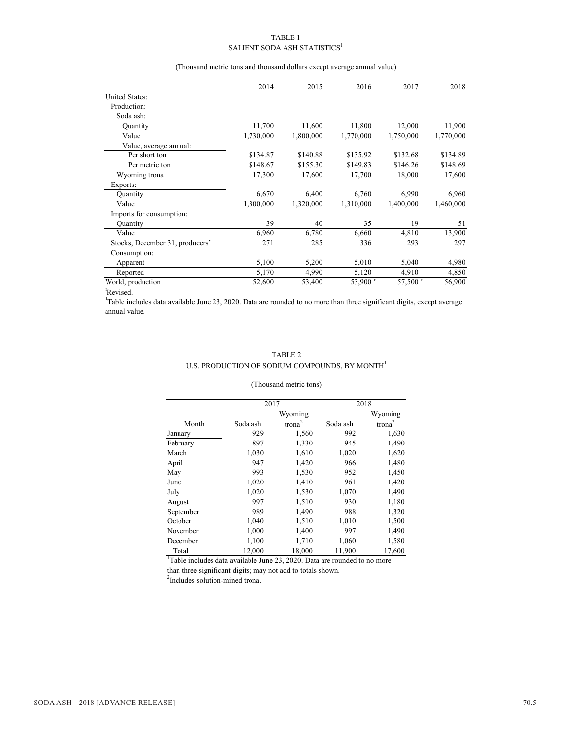TABLE 1

SALIENT SODA ASH STATISTICS[1]

(Thousand metric tons and thousand dollars except average annual value)

| | 2014 | 2015 | 2016 | 2017 | 2018 |
|---|---|---|---|---|---|
| United States: | | | | | |
| Production: | | | | | |
| Soda ash: | | | | | |
| Quantity | 11,700 | 11,600 | 11,800 | 12,000 | 11,900 |
| Value | 1,730,000 | 1,800,000 | 1,770,000 | 1,750,000 | 1,770,000 |
| Value, average annual: | | | | | |
| Per short ton | $134.87 | $140.88 | $135.92 | $132.68 | $134.89 |
| Per metric ton | $148.67 | $155.30 | $149.83 | $146.26 | $148.69 |
| Wyoming trona | 17,300 | 17,600 | 17,700 | 18,000 | 17,600 |
| Exports: | | | | | |
| Quantity | 6,670 | 6,400 | 6,760 | 6,990 | 6,960 |
| Value | 1,300,000 | 1,320,000 | 1,310,000 | 1,400,000 | 1,460,000 |
| Imports for consumption: | | | | | |
| Quantity | 39 | 40 | 35 | 19 | 51 |
| Value | 6,960 | 6,780 | 6,660 | 4,810 | 13,900 |
| Stocks, December 31, producers' | 271 | 285 | 336 | 293 | 297 |
| Consumption: | | | | | |
| Apparent | 5,100 | 5,200 | 5,010 | 5,040 | 4,980 |
| Reported | 5,170 | 4,990 | 5,120 | 4,910 | 4,850 |
| World, production | 52,600 | 53,400 | 53,900 r | 57,500 r | 56,900 |

r Revised.

[1] Table includes data available June 23, 2020. Data are rounded to no more than three significant digits, except average annual value.

TABLE 2

U.S. PRODUCTION OF SODIUM COMPOUNDS, BY MONTH[1]

(Thousand metric tons)

| | 2017 | | 2018 | |
|---|---|---|---|---|
| Month | Soda ash | Wyoming trona[2] | Soda ash | Wyoming trona[2] |
| January | 929 | 1,560 | 992 | 1,630 |
| February | 897 | 1,330 | 945 | 1,490 |
| March | 1,030 | 1,610 | 1,020 | 1,620 |
| April | 947 | 1,420 | 966 | 1,480 |
| May | 993 | 1,530 | 952 | 1,450 |
| June | 1,020 | 1,410 | 961 | 1,420 |
| July | 1,020 | 1,530 | 1,070 | 1,490 |
| August | 997 | 1,510 | 930 | 1,180 |
| September | 989 | 1,490 | 988 | 1,320 |
| October | 1,040 | 1,510 | 1,010 | 1,500 |
| November | 1,000 | 1,400 | 997 | 1,490 |
| December | 1,100 | 1,710 | 1,060 | 1,580 |
| Total | 12,000 | 18,000 | 11,900 | 17,600 |

[1] Table includes data available June 23, 2020. Data are rounded to no more than three significant digits; may not add to totals shown.

[2] Includes solution-mined trona.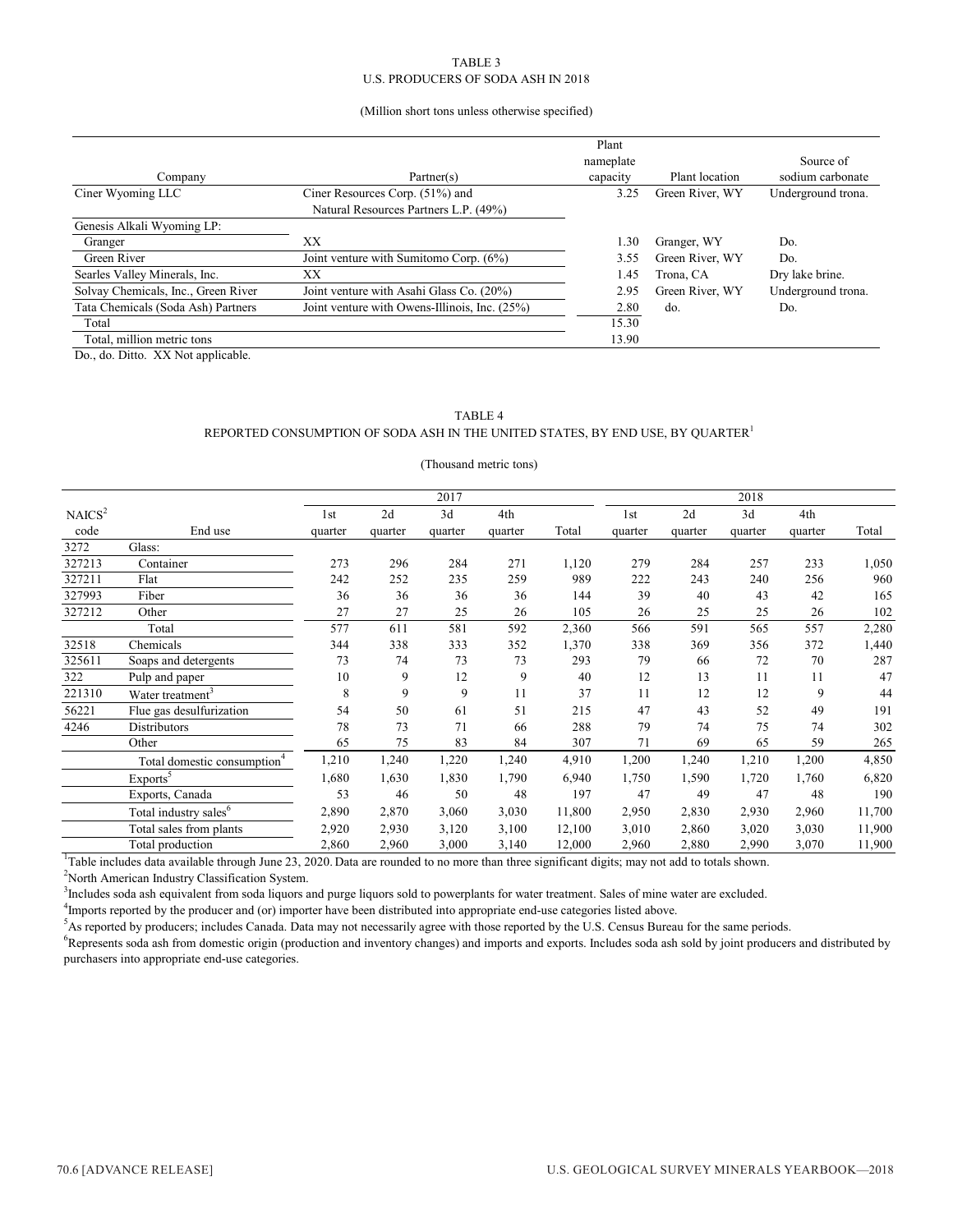TABLE 3
U.S. PRODUCERS OF SODA ASH IN 2018

(Million short tons unless otherwise specified)

| Company | Partner(s) | Plant nameplate capacity | Plant location | Source of sodium carbonate |
|---|---|---|---|---|
| Ciner Wyoming LLC | Ciner Resources Corp. (51%) and Natural Resources Partners L.P. (49%) | 3.25 | Green River, WY | Underground trona. |
| Genesis Alkali Wyoming LP: | | | | |
| Granger | XX | 1.30 | Granger, WY | Do. |
| Green River | Joint venture with Sumitomo Corp. (6%) | 3.55 | Green River, WY | Do. |
| Searles Valley Minerals, Inc. | XX | 1.45 | Trona, CA | Dry lake brine. |
| Solvay Chemicals, Inc., Green River | Joint venture with Asahi Glass Co. (20%) | 2.95 | Green River, WY | Underground trona. |
| Tata Chemicals (Soda Ash) Partners | Joint venture with Owens-Illinois, Inc. (25%) | 2.80 | do. | Do. |
| Total | | 15.30 | | |
| Total, million metric tons | | 13.90 | | |

Do., do. Ditto. XX Not applicable.

TABLE 4
REPORTED CONSUMPTION OF SODA ASH IN THE UNITED STATES, BY END USE, BY QUARTER[1]

(Thousand metric tons)

| NAICS[2] code | End use | 2017 1st quarter | 2017 2d quarter | 2017 3d quarter | 2017 4th quarter | 2017 Total | 2018 1st quarter | 2018 2d quarter | 2018 3d quarter | 2018 4th quarter | 2018 Total |
|---|---|---|---|---|---|---|---|---|---|---|---|
| 3272 | Glass: | | | | | | | | | | |
| 327213 | Container | 273 | 296 | 284 | 271 | 1,120 | 279 | 284 | 257 | 233 | 1,050 |
| 327211 | Flat | 242 | 252 | 235 | 259 | 989 | 222 | 243 | 240 | 256 | 960 |
| 327993 | Fiber | 36 | 36 | 36 | 36 | 144 | 39 | 40 | 43 | 42 | 165 |
| 327212 | Other | 27 | 27 | 25 | 26 | 105 | 26 | 25 | 25 | 26 | 102 |
| | Total | 577 | 611 | 581 | 592 | 2,360 | 566 | 591 | 565 | 557 | 2,280 |
| 32518 | Chemicals | 344 | 338 | 333 | 352 | 1,370 | 338 | 369 | 356 | 372 | 1,440 |
| 325611 | Soaps and detergents | 73 | 74 | 73 | 73 | 293 | 79 | 66 | 72 | 70 | 287 |
| 322 | Pulp and paper | 10 | 9 | 12 | 9 | 40 | 12 | 13 | 11 | 11 | 47 |
| 221310 | Water treatment[3] | 8 | 9 | 9 | 11 | 37 | 11 | 12 | 12 | 9 | 44 |
| 56221 | Flue gas desulfurization | 54 | 50 | 61 | 51 | 215 | 47 | 43 | 52 | 49 | 191 |
| 4246 | Distributors | 78 | 73 | 71 | 66 | 288 | 79 | 74 | 75 | 74 | 302 |
| | Other | 65 | 75 | 83 | 84 | 307 | 71 | 69 | 65 | 59 | 265 |
| | Total domestic consumption[4] | 1,210 | 1,240 | 1,220 | 1,240 | 4,910 | 1,200 | 1,240 | 1,210 | 1,200 | 4,850 |
| | Exports[5] | 1,680 | 1,630 | 1,830 | 1,790 | 6,940 | 1,750 | 1,590 | 1,720 | 1,760 | 6,820 |
| | Exports, Canada | 53 | 46 | 50 | 48 | 197 | 47 | 49 | 47 | 48 | 190 |
| | Total industry sales[6] | 2,890 | 2,870 | 3,060 | 3,030 | 11,800 | 2,950 | 2,830 | 2,930 | 2,960 | 11,700 |
| | Total sales from plants | 2,920 | 2,930 | 3,120 | 3,100 | 12,100 | 3,010 | 2,860 | 3,020 | 3,030 | 11,900 |
| | Total production | 2,860 | 2,960 | 3,000 | 3,140 | 12,000 | 2,960 | 2,880 | 2,990 | 3,070 | 11,900 |

[1]Table includes data available through June 23, 2020. Data are rounded to no more than three significant digits; may not add to totals shown.

[2]North American Industry Classification System.

[3]Includes soda ash equivalent from soda liquors and purge liquors sold to powerplants for water treatment. Sales of mine water are excluded.

[4]Imports reported by the producer and (or) importer have been distributed into appropriate end-use categories listed above.

[5]As reported by producers; includes Canada. Data may not necessarily agree with those reported by the U.S. Census Bureau for the same periods.

[6]Represents soda ash from domestic origin (production and inventory changes) and imports and exports. Includes soda ash sold by joint producers and distributed by purchasers into appropriate end-use categories.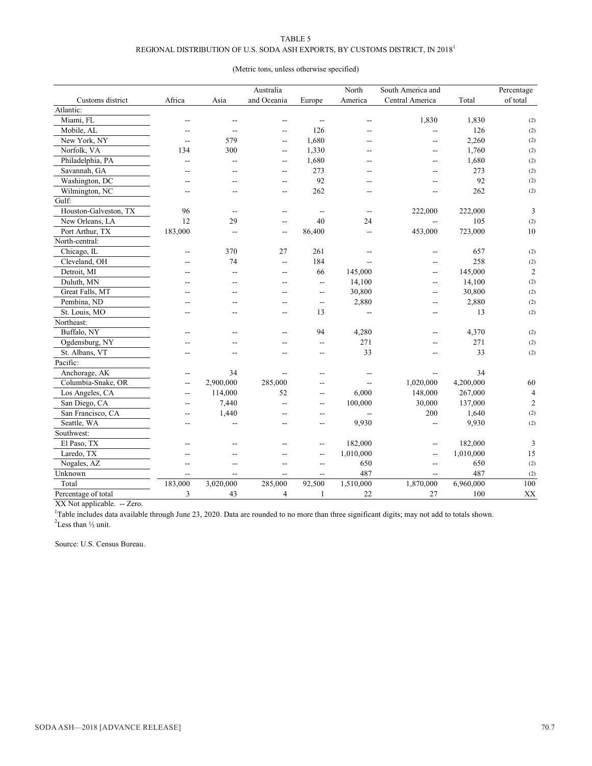TABLE 5

REGIONAL DISTRIBUTION OF U.S. SODA ASH EXPORTS, BY CUSTOMS DISTRICT, IN 2018[1]

(Metric tons, unless otherwise specified)

| Customs district | Africa | Asia | Australia and Oceania | Europe | North America | South America and Central America | Total | Percentage of total |
|---|---|---|---|---|---|---|---|---|
| Atlantic: | | | | | | | | |
| Miami, FL | -- | -- | -- | -- | -- | 1,830 | 1,830 | (2) |
| Mobile, AL | -- | -- | -- | 126 | -- | -- | 126 | (2) |
| New York, NY | -- | 579 | -- | 1,680 | -- | -- | 2,260 | (2) |
| Norfolk, VA | 134 | 300 | -- | 1,330 | -- | -- | 1,760 | (2) |
| Philadelphia, PA | -- | -- | -- | 1,680 | -- | -- | 1,680 | (2) |
| Savannah, GA | -- | -- | -- | 273 | -- | -- | 273 | (2) |
| Washington, DC | -- | -- | -- | 92 | -- | -- | 92 | (2) |
| Wilmington, NC | -- | -- | -- | 262 | -- | -- | 262 | (2) |
| Gulf: | | | | | | | | |
| Houston-Galveston, TX | 96 | -- | -- | -- | -- | 222,000 | 222,000 | 3 |
| New Orleans, LA | 12 | 29 | -- | 40 | 24 | -- | 105 | (2) |
| Port Arthur, TX | 183,000 | -- | -- | 86,400 | -- | 453,000 | 723,000 | 10 |
| North-central: | | | | | | | | |
| Chicago, IL | -- | 370 | 27 | 261 | -- | -- | 657 | (2) |
| Cleveland, OH | -- | 74 | -- | 184 | -- | -- | 258 | (2) |
| Detroit, MI | -- | -- | -- | 66 | 145,000 | -- | 145,000 | 2 |
| Duluth, MN | -- | -- | -- | -- | 14,100 | -- | 14,100 | (2) |
| Great Falls, MT | -- | -- | -- | -- | 30,800 | -- | 30,800 | (2) |
| Pembina, ND | -- | -- | -- | -- | 2,880 | -- | 2,880 | (2) |
| St. Louis, MO | -- | -- | -- | 13 | -- | -- | 13 | (2) |
| Northeast: | | | | | | | | |
| Buffalo, NY | -- | -- | -- | 94 | 4,280 | -- | 4,370 | (2) |
| Ogdensburg, NY | -- | -- | -- | -- | 271 | -- | 271 | (2) |
| St. Albans, VT | -- | -- | -- | -- | 33 | -- | 33 | (2) |
| Pacific: | | | | | | | | |
| Anchorage, AK | -- | 34 | -- | -- | -- | -- | 34 | |
| Columbia-Snake, OR | -- | 2,900,000 | 285,000 | -- | -- | 1,020,000 | 4,200,000 | 60 |
| Los Angeles, CA | -- | 114,000 | 52 | -- | 6,000 | 148,000 | 267,000 | 4 |
| San Diego, CA | -- | 7,440 | -- | -- | 100,000 | 30,000 | 137,000 | 2 |
| San Francisco, CA | -- | 1,440 | -- | -- | -- | 200 | 1,640 | (2) |
| Seattle, WA | -- | -- | -- | -- | 9,930 | -- | 9,930 | (2) |
| Southwest: | | | | | | | | |
| El Paso, TX | -- | -- | -- | -- | 182,000 | -- | 182,000 | 3 |
| Laredo, TX | -- | -- | -- | -- | 1,010,000 | -- | 1,010,000 | 15 |
| Nogales, AZ | -- | -- | -- | -- | 650 | -- | 650 | (2) |
| Unknown | -- | -- | -- | -- | 487 | -- | 487 | (2) |
| Total | 183,000 | 3,020,000 | 285,000 | 92,500 | 1,510,000 | 1,870,000 | 6,960,000 | 100 |
| Percentage of total | 3 | 43 | 4 | 1 | 22 | 27 | 100 | XX |

XX Not applicable. -- Zero.

[1]Table includes data available through June 23, 2020. Data are rounded to no more than three significant digits; may not add to totals shown.

[2]Less than ½ unit.

Source: U.S. Census Bureau.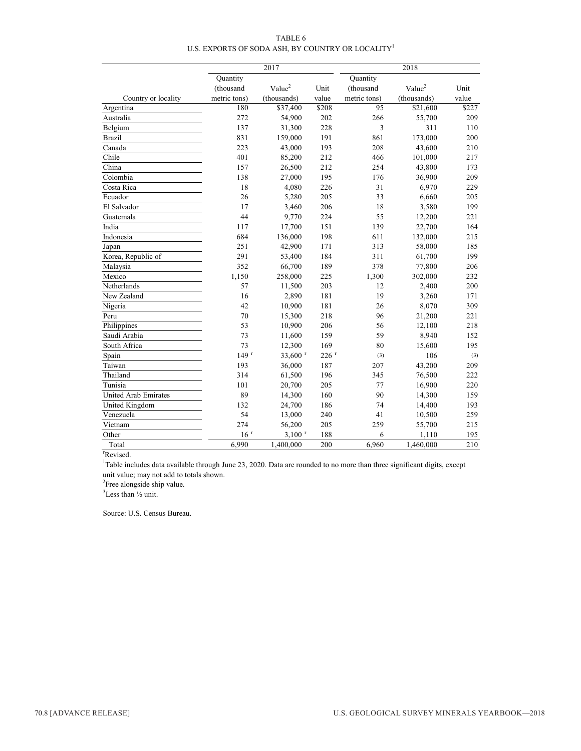TABLE 6
U.S. EXPORTS OF SODA ASH, BY COUNTRY OR LOCALITY[1]

| | 2017 | | | 2018 | | |
|---|---|---|---|---|---|---|
| Country or locality | Quantity (thousand metric tons) | Value[2] (thousands) | Unit value | Quantity (thousand metric tons) | Value[2] (thousands) | Unit value |
| Argentina | 180 | $37,400 | $208 | 95 | $21,600 | $227 |
| Australia | 272 | 54,900 | 202 | 266 | 55,700 | 209 |
| Belgium | 137 | 31,300 | 228 | 3 | 311 | 110 |
| Brazil | 831 | 159,000 | 191 | 861 | 173,000 | 200 |
| Canada | 223 | 43,000 | 193 | 208 | 43,600 | 210 |
| Chile | 401 | 85,200 | 212 | 466 | 101,000 | 217 |
| China | 157 | 26,500 | 212 | 254 | 43,800 | 173 |
| Colombia | 138 | 27,000 | 195 | 176 | 36,900 | 209 |
| Costa Rica | 18 | 4,080 | 226 | 31 | 6,970 | 229 |
| Ecuador | 26 | 5,280 | 205 | 33 | 6,660 | 205 |
| El Salvador | 17 | 3,460 | 206 | 18 | 3,580 | 199 |
| Guatemala | 44 | 9,770 | 224 | 55 | 12,200 | 221 |
| India | 117 | 17,700 | 151 | 139 | 22,700 | 164 |
| Indonesia | 684 | 136,000 | 198 | 611 | 132,000 | 215 |
| Japan | 251 | 42,900 | 171 | 313 | 58,000 | 185 |
| Korea, Republic of | 291 | 53,400 | 184 | 311 | 61,700 | 199 |
| Malaysia | 352 | 66,700 | 189 | 378 | 77,800 | 206 |
| Mexico | 1,150 | 258,000 | 225 | 1,300 | 302,000 | 232 |
| Netherlands | 57 | 11,500 | 203 | 12 | 2,400 | 200 |
| New Zealand | 16 | 2,890 | 181 | 19 | 3,260 | 171 |
| Nigeria | 42 | 10,900 | 181 | 26 | 8,070 | 309 |
| Peru | 70 | 15,300 | 218 | 96 | 21,200 | 221 |
| Philippines | 53 | 10,900 | 206 | 56 | 12,100 | 218 |
| Saudi Arabia | 73 | 11,600 | 159 | 59 | 8,940 | 152 |
| South Africa | 73 | 12,300 | 169 | 80 | 15,600 | 195 |
| Spain | 149 r | 33,600 r | 226 r | (3) | 106 | (3) |
| Taiwan | 193 | 36,000 | 187 | 207 | 43,200 | 209 |
| Thailand | 314 | 61,500 | 196 | 345 | 76,500 | 222 |
| Tunisia | 101 | 20,700 | 205 | 77 | 16,900 | 220 |
| United Arab Emirates | 89 | 14,300 | 160 | 90 | 14,300 | 159 |
| United Kingdom | 132 | 24,700 | 186 | 74 | 14,400 | 193 |
| Venezuela | 54 | 13,000 | 240 | 41 | 10,500 | 259 |
| Vietnam | 274 | 56,200 | 205 | 259 | 55,700 | 215 |
| Other | 16 r | 3,100 r | 188 | 6 | 1,110 | 195 |
| Total | 6,990 | 1,400,000 | 200 | 6,960 | 1,460,000 | 210 |

r Revised.

[1] Table includes data available through June 23, 2020. Data are rounded to no more than three significant digits, except unit value; may not add to totals shown.

[2] Free alongside ship value.

[3] Less than ½ unit.

Source: U.S. Census Bureau.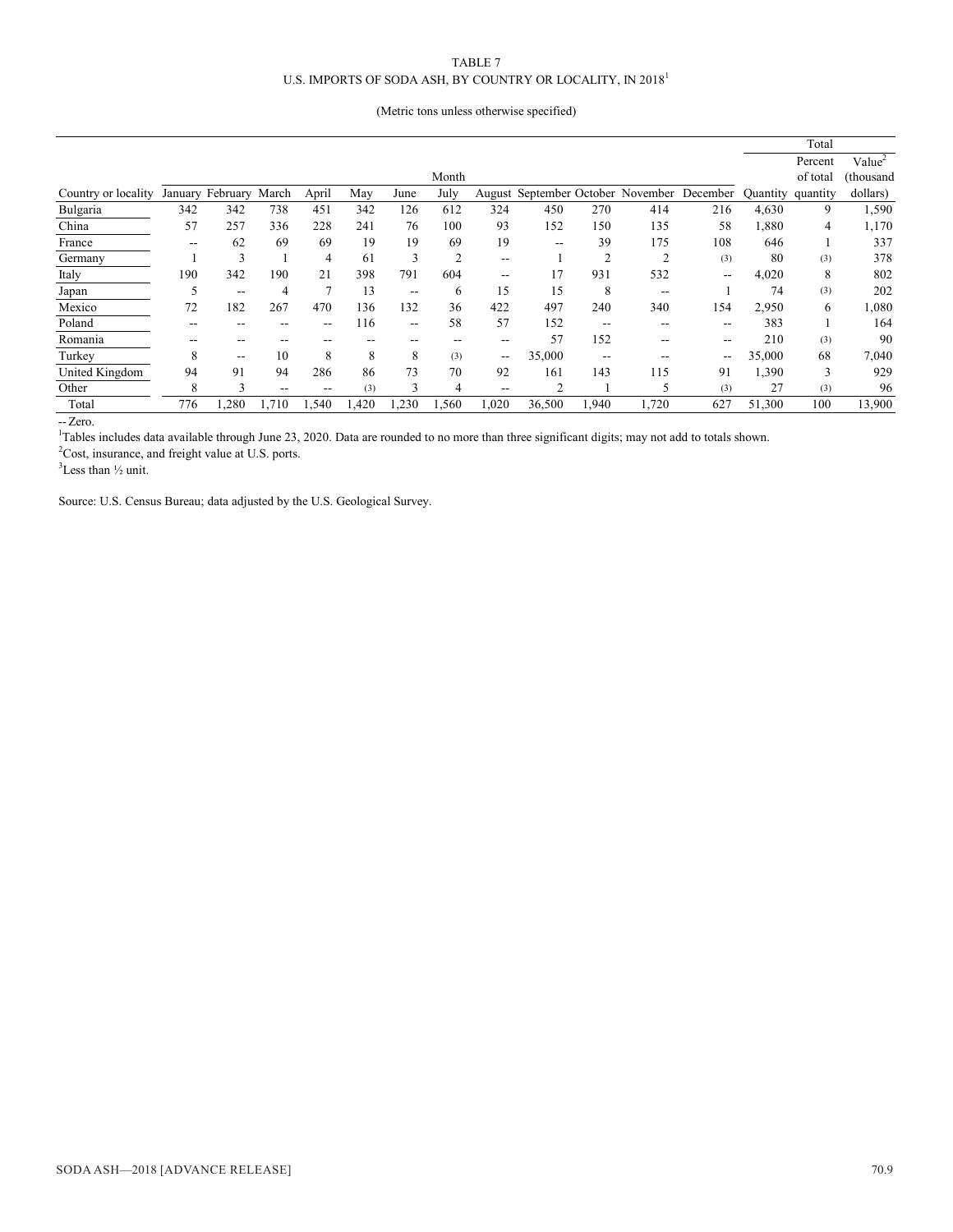TABLE 7

U.S. IMPORTS OF SODA ASH, BY COUNTRY OR LOCALITY, IN 2018[1]

(Metric tons unless otherwise specified)

| | Month | | | | | | | | | | | | Total | | |
|---|---|---|---|---|---|---|---|---|---|---|---|---|---|---|---|
| Country or locality | January | February | March | April | May | June | July | August | September | October | November | December | Quantity | Percent of total quantity | Value[2] (thousand dollars) |
| Bulgaria | 342 | 342 | 738 | 451 | 342 | 126 | 612 | 324 | 450 | 270 | 414 | 216 | 4,630 | 9 | 1,590 |
| China | 57 | 257 | 336 | 228 | 241 | 76 | 100 | 93 | 152 | 150 | 135 | 58 | 1,880 | 4 | 1,170 |
| France | -- | 62 | 69 | 69 | 19 | 19 | 69 | 19 | -- | 39 | 175 | 108 | 646 | 1 | 337 |
| Germany | 1 | 3 | 1 | 4 | 61 | 3 | 2 | -- | 1 | 2 | 2 | (3) | 80 | (3) | 378 |
| Italy | 190 | 342 | 190 | 21 | 398 | 791 | 604 | -- | 17 | 931 | 532 | -- | 4,020 | 8 | 802 |
| Japan | 5 | -- | 4 | 7 | 13 | -- | 6 | 15 | 15 | 8 | -- | 1 | 74 | (3) | 202 |
| Mexico | 72 | 182 | 267 | 470 | 136 | 132 | 36 | 422 | 497 | 240 | 340 | 154 | 2,950 | 6 | 1,080 |
| Poland | -- | -- | -- | -- | 116 | -- | 58 | 57 | 152 | -- | -- | -- | 383 | 1 | 164 |
| Romania | -- | -- | -- | -- | -- | -- | -- | -- | 57 | 152 | -- | -- | 210 | (3) | 90 |
| Turkey | 8 | -- | 10 | 8 | 8 | 8 | (3) | -- | 35,000 | -- | -- | -- | 35,000 | 68 | 7,040 |
| United Kingdom | 94 | 91 | 94 | 286 | 86 | 73 | 70 | 92 | 161 | 143 | 115 | 91 | 1,390 | 3 | 929 |
| Other | 8 | 3 | -- | -- | (3) | 3 | 4 | -- | 2 | 1 | 5 | (3) | 27 | (3) | 96 |
| Total | 776 | 1,280 | 1,710 | 1,540 | 1,420 | 1,230 | 1,560 | 1,020 | 36,500 | 1,940 | 1,720 | 627 | 51,300 | 100 | 13,900 |

-- Zero.

[1]Tables includes data available through June 23, 2020. Data are rounded to no more than three significant digits; may not add to totals shown.

[2]Cost, insurance, and freight value at U.S. ports.

[3]Less than ½ unit.

Source: U.S. Census Bureau; data adjusted by the U.S. Geological Survey.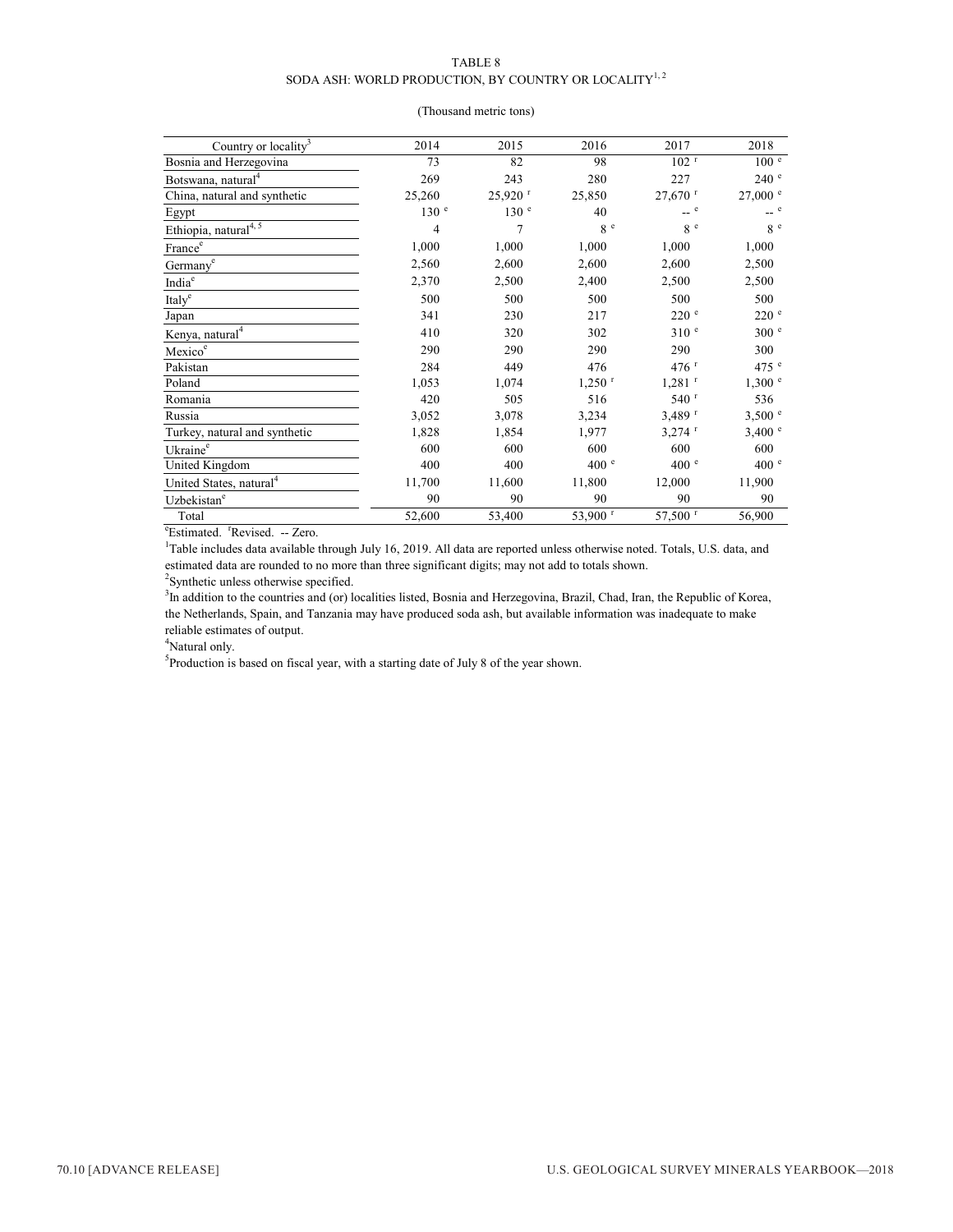TABLE 8
SODA ASH: WORLD PRODUCTION, BY COUNTRY OR LOCALITY[1, 2]

(Thousand metric tons)

| Country or locality[3] | 2014 | 2015 | 2016 | 2017 | 2018 |
|---|---|---|---|---|---|
| Bosnia and Herzegovina | 73 | 82 | 98 | 102 r | 100 e |
| Botswana, natural[4] | 269 | 243 | 280 | 227 | 240 e |
| China, natural and synthetic | 25,260 | 25,920 r | 25,850 | 27,670 r | 27,000 e |
| Egypt | 130 e | 130 e | 40 | -- e | -- e |
| Ethiopia, natural[4, 5] | 4 | 7 | 8 e | 8 e | 8 e |
| France[e] | 1,000 | 1,000 | 1,000 | 1,000 | 1,000 |
| Germany[e] | 2,560 | 2,600 | 2,600 | 2,600 | 2,500 |
| India[e] | 2,370 | 2,500 | 2,400 | 2,500 | 2,500 |
| Italy[e] | 500 | 500 | 500 | 500 | 500 |
| Japan | 341 | 230 | 217 | 220 e | 220 e |
| Kenya, natural[4] | 410 | 320 | 302 | 310 e | 300 e |
| Mexico[e] | 290 | 290 | 290 | 290 | 300 |
| Pakistan | 284 | 449 | 476 | 476 r | 475 e |
| Poland | 1,053 | 1,074 | 1,250 r | 1,281 r | 1,300 e |
| Romania | 420 | 505 | 516 | 540 r | 536 |
| Russia | 3,052 | 3,078 | 3,234 | 3,489 r | 3,500 e |
| Turkey, natural and synthetic | 1,828 | 1,854 | 1,977 | 3,274 r | 3,400 e |
| Ukraine[e] | 600 | 600 | 600 | 600 | 600 |
| United Kingdom | 400 | 400 | 400 e | 400 e | 400 e |
| United States, natural[4] | 11,700 | 11,600 | 11,800 | 12,000 | 11,900 |
| Uzbekistan[e] | 90 | 90 | 90 | 90 | 90 |
| Total | 52,600 | 53,400 | 53,900 r | 57,500 r | 56,900 |

[e]Estimated. [r]Revised. -- Zero.

[1]Table includes data available through July 16, 2019. All data are reported unless otherwise noted. Totals, U.S. data, and estimated data are rounded to no more than three significant digits; may not add to totals shown.

[2]Synthetic unless otherwise specified.

[3]In addition to the countries and (or) localities listed, Bosnia and Herzegovina, Brazil, Chad, Iran, the Republic of Korea, the Netherlands, Spain, and Tanzania may have produced soda ash, but available information was inadequate to make reliable estimates of output.

[4]Natural only.

[5]Production is based on fiscal year, with a starting date of July 8 of the year shown.